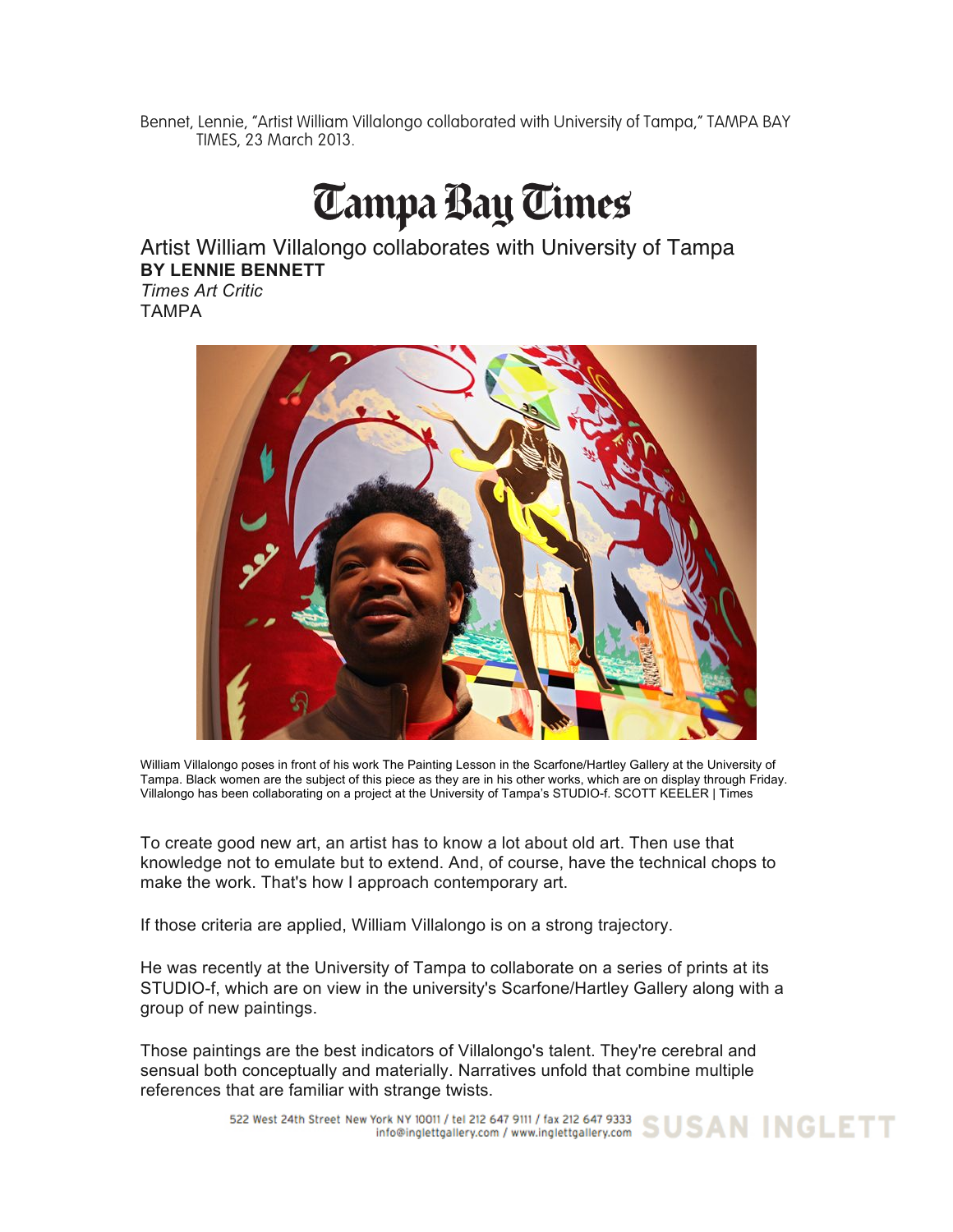Bennet, Lennie, "Artist William Villalongo collaborated with University of Tampa," TAMPA BAY TIMES, 23 March 2013.

# Tampa Bay Times

## Artist William Villalongo collaborates with University of Tampa

**BY LENNIE BENNETT**

*Times Art Critic*

TAMPA

William Villalongo poses in front of his work The Painting Lesson in the Scarfone/Hartley Gallery at the University of Tampa. Black women are the subject of this piece as they are in his other works, which are on display through Friday. Villalongo has been collaborating on a project at the University of Tampa's STUDIO-f. SCOTT KEELER | Times

To create good new art, an artist has to know a lot about old art. Then use that knowledge not to emulate but to extend. And, of course, have the technical chops to make the work. That's how I approach contemporary art.

If those criteria are applied, William Villalongo is on a strong trajectory.

He was recently at the University of Tampa to collaborate on a series of prints at its STUDIO-f, which are on view in the university's Scarfone/Hartley Gallery along with a group of new paintings.

Those paintings are the best indicators of Villalongo's talent. They're cerebral and sensual both conceptually and materially. Narratives unfold that combine multiple references that are familiar with strange twists.

522 West 24th Street New York NY 10011 / tel 212 647 9111 / fax 212 647 9333
info@inglettgallery.com / www.inglettgallery.com SUSAN INGLETT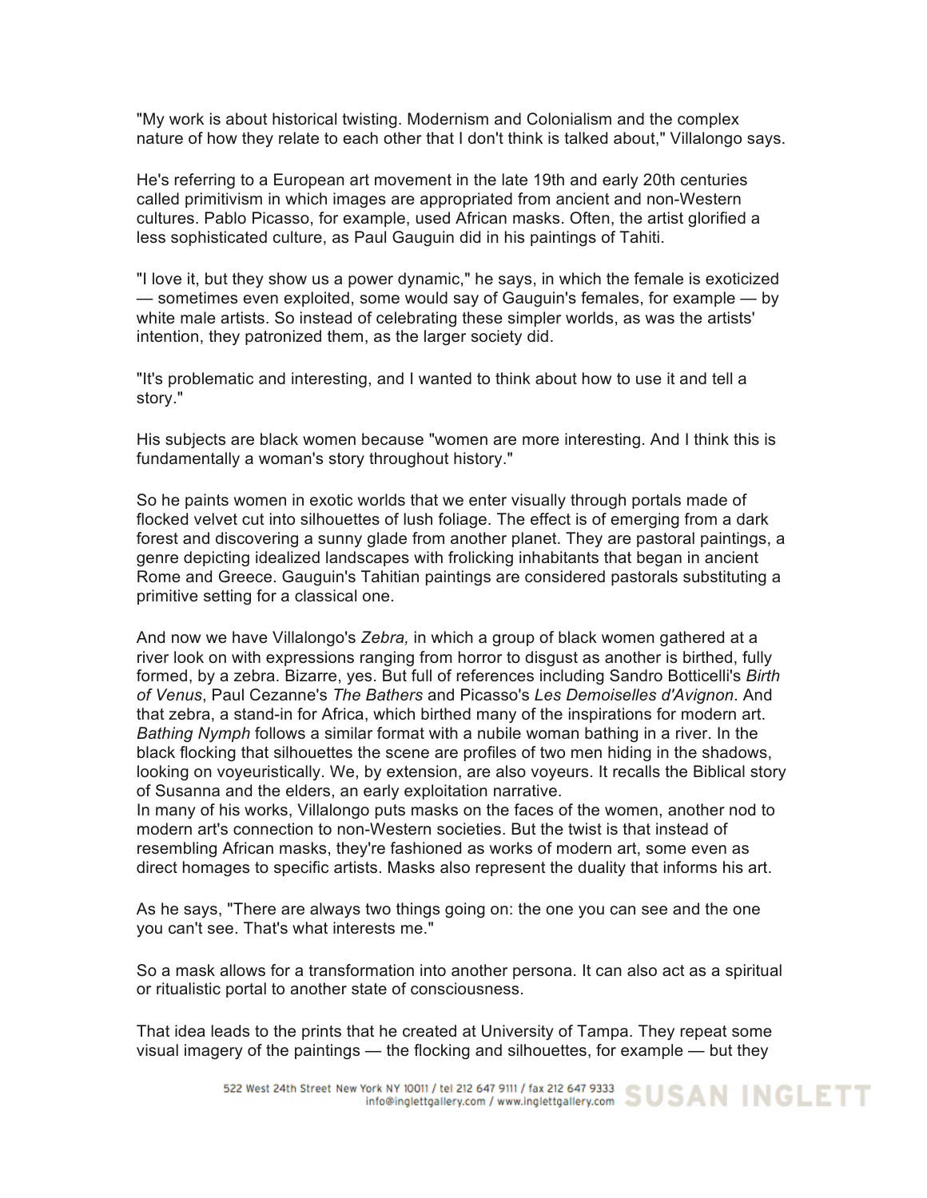"My work is about historical twisting. Modernism and Colonialism and the complex nature of how they relate to each other that I don't think is talked about," Villalongo says.

He's referring to a European art movement in the late 19th and early 20th centuries called primitivism in which images are appropriated from ancient and non-Western cultures. Pablo Picasso, for example, used African masks. Often, the artist glorified a less sophisticated culture, as Paul Gauguin did in his paintings of Tahiti.

"I love it, but they show us a power dynamic," he says, in which the female is exoticized — sometimes even exploited, some would say of Gauguin's females, for example — by white male artists. So instead of celebrating these simpler worlds, as was the artists' intention, they patronized them, as the larger society did.

"It's problematic and interesting, and I wanted to think about how to use it and tell a story."

His subjects are black women because "women are more interesting. And I think this is fundamentally a woman's story throughout history."

So he paints women in exotic worlds that we enter visually through portals made of flocked velvet cut into silhouettes of lush foliage. The effect is of emerging from a dark forest and discovering a sunny glade from another planet. They are pastoral paintings, a genre depicting idealized landscapes with frolicking inhabitants that began in ancient Rome and Greece. Gauguin's Tahitian paintings are considered pastorals substituting a primitive setting for a classical one.

And now we have Villalongo's *Zebra,* in which a group of black women gathered at a river look on with expressions ranging from horror to disgust as another is birthed, fully formed, by a zebra. Bizarre, yes. But full of references including Sandro Botticelli's *Birth of Venus*, Paul Cezanne's *The Bathers* and Picasso's *Les Demoiselles d'Avignon*. And that zebra, a stand-in for Africa, which birthed many of the inspirations for modern art. *Bathing Nymph* follows a similar format with a nubile woman bathing in a river. In the black flocking that silhouettes the scene are profiles of two men hiding in the shadows, looking on voyeuristically. We, by extension, are also voyeurs. It recalls the Biblical story of Susanna and the elders, an early exploitation narrative.
In many of his works, Villalongo puts masks on the faces of the women, another nod to modern art's connection to non-Western societies. But the twist is that instead of resembling African masks, they're fashioned as works of modern art, some even as direct homages to specific artists. Masks also represent the duality that informs his art.

As he says, "There are always two things going on: the one you can see and the one you can't see. That's what interests me."

So a mask allows for a transformation into another persona. It can also act as a spiritual or ritualistic portal to another state of consciousness.

That idea leads to the prints that he created at University of Tampa. They repeat some visual imagery of the paintings — the flocking and silhouettes, for example — but they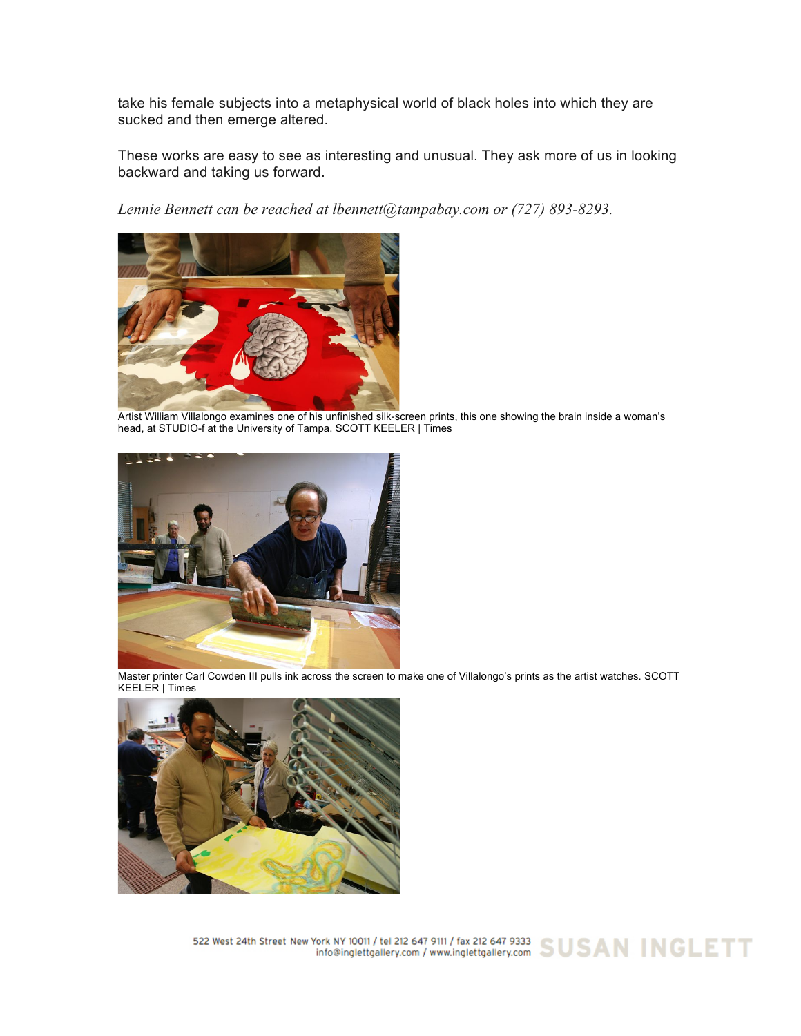take his female subjects into a metaphysical world of black holes into which they are sucked and then emerge altered.

These works are easy to see as interesting and unusual. They ask more of us in looking backward and taking us forward.

*Lennie Bennett can be reached at lbennett@tampabay.com or (727) 893-8293.*

Artist William Villalongo examines one of his unfinished silk-screen prints, this one showing the brain inside a woman's head, at STUDIO-f at the University of Tampa. SCOTT KEELER | Times

Master printer Carl Cowden III pulls ink across the screen to make one of Villalongo's prints as the artist watches. SCOTT KEELER | Times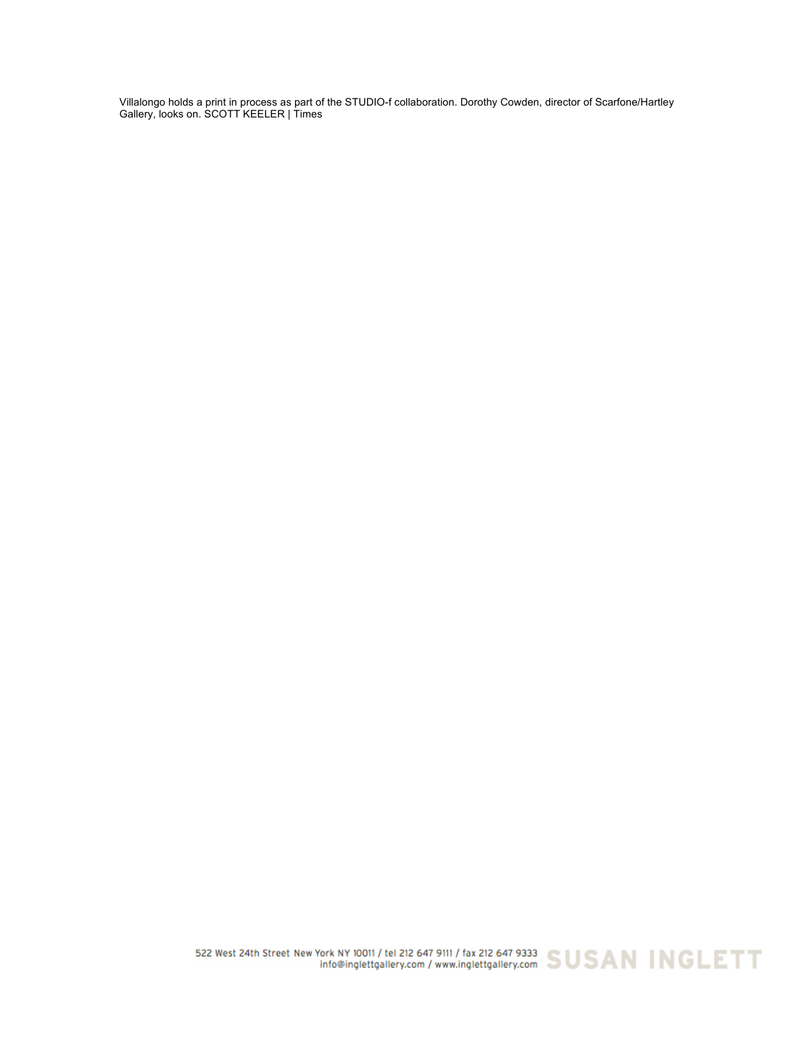Villalongo holds a print in process as part of the STUDIO-f collaboration. Dorothy Cowden, director of Scarfone/Hartley Gallery, looks on. SCOTT KEELER | Times